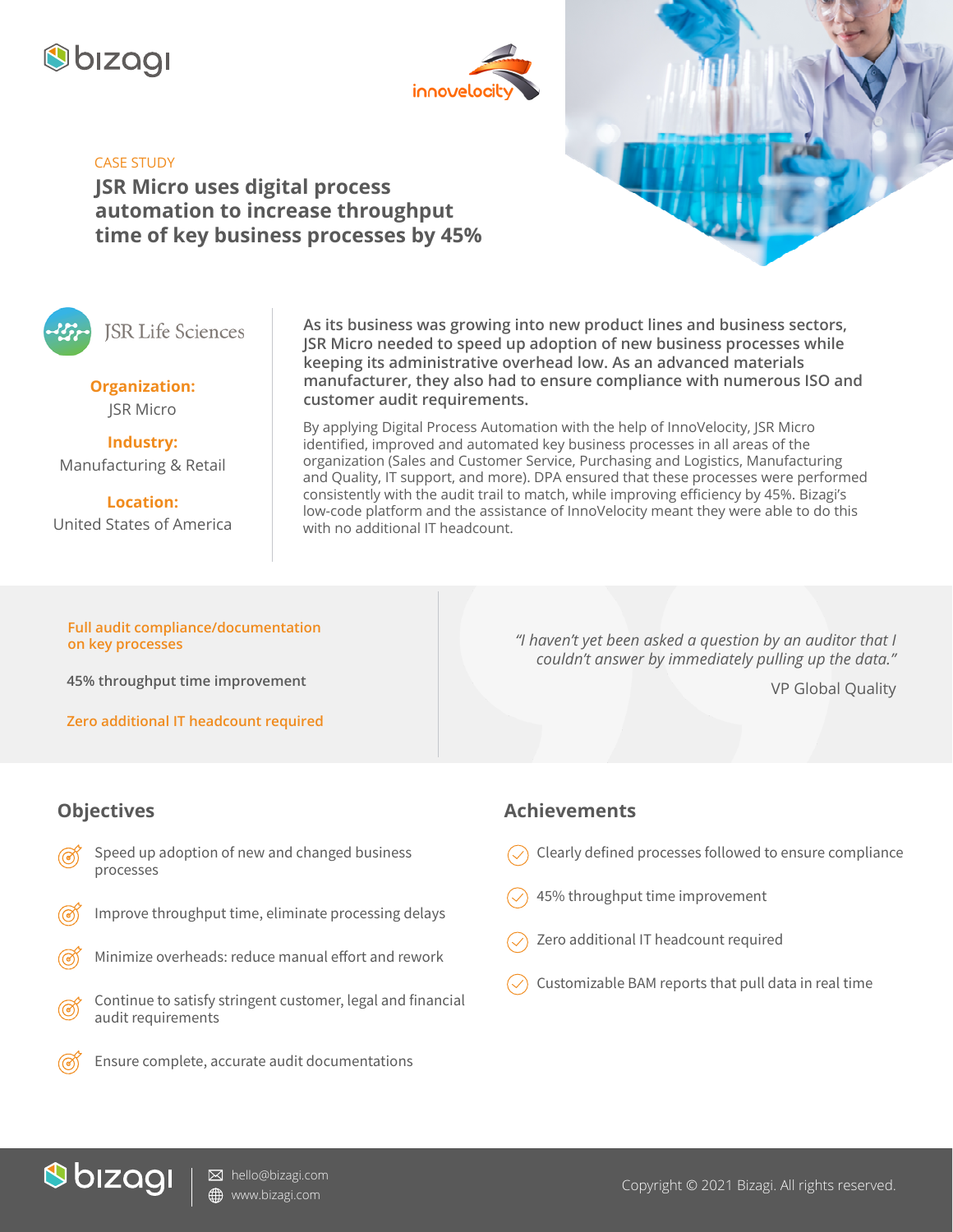CASE STUDY

# JSR Micro uses digital process automation to increase throughput time of key business processes by 45%

JSR Life Sciences

**Organization:**
JSR Micro

**Industry:**
Manufacturing & Retail

**Location:**
United States of America

**As its business was growing into new product lines and business sectors, JSR Micro needed to speed up adoption of new business processes while keeping its administrative overhead low. As an advanced materials manufacturer, they also had to ensure compliance with numerous ISO and customer audit requirements.**

By applying Digital Process Automation with the help of InnoVelocity, JSR Micro identified, improved and automated key business processes in all areas of the organization (Sales and Customer Service, Purchasing and Logistics, Manufacturing and Quality, IT support, and more). DPA ensured that these processes were performed consistently with the audit trail to match, while improving efficiency by 45%. Bizagi's low-code platform and the assistance of InnoVelocity meant they were able to do this with no additional IT headcount.

**Full audit compliance/documentation on key processes**

**45% throughput time improvement**

**Zero additional IT headcount required**

*"I haven't yet been asked a question by an auditor that I couldn't answer by immediately pulling up the data."*

VP Global Quality

## Objectives

- Speed up adoption of new and changed business processes
- Improve throughput time, eliminate processing delays
- Minimize overheads: reduce manual effort and rework
- Continue to satisfy stringent customer, legal and financial audit requirements
- Ensure complete, accurate audit documentations

## Achievements

- Clearly defined processes followed to ensure compliance
- 45% throughput time improvement
- Zero additional IT headcount required
- Customizable BAM reports that pull data in real time

hello@bizagi.com
www.bizagi.com

Copyright © 2021 Bizagi. All rights reserved.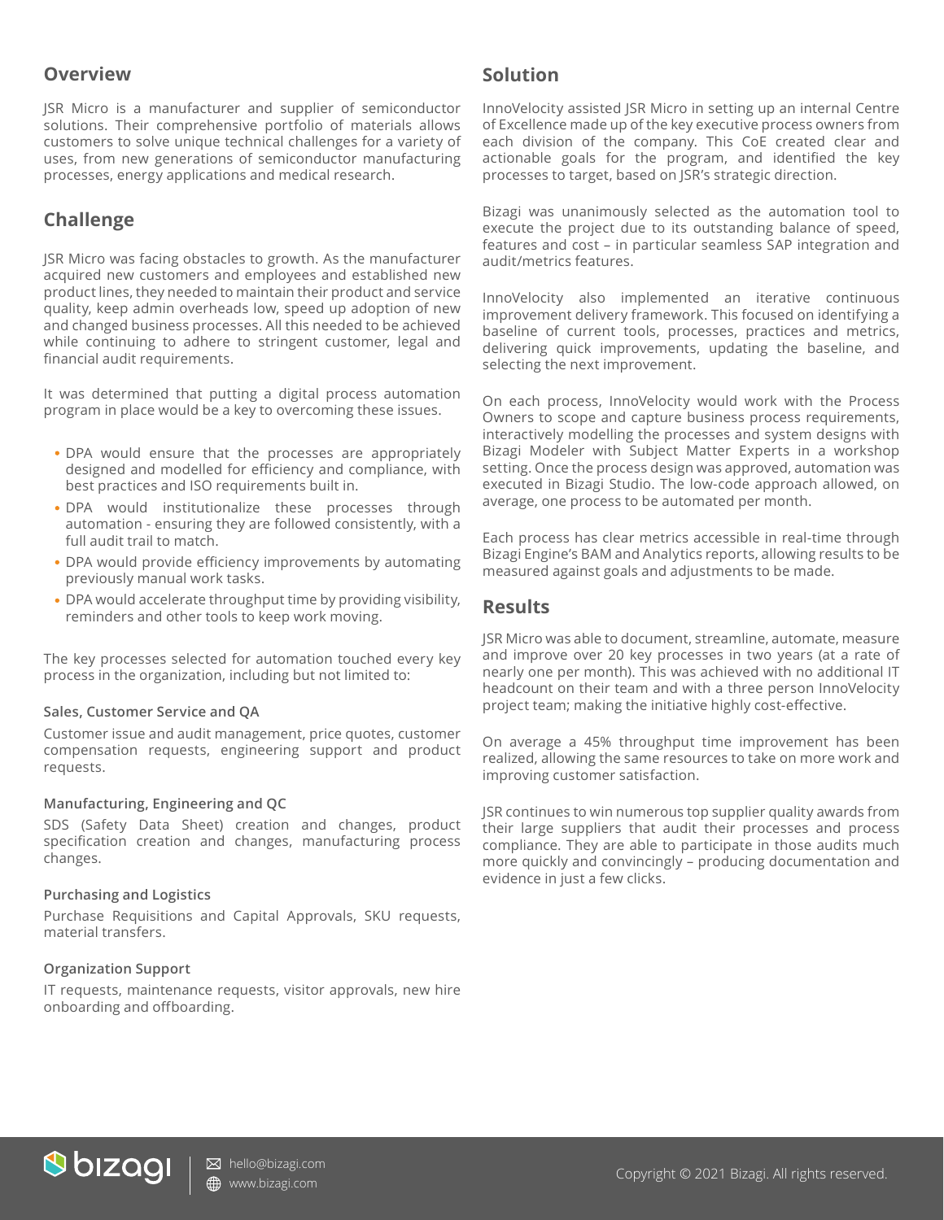## Overview

JSR Micro is a manufacturer and supplier of semiconductor solutions. Their comprehensive portfolio of materials allows customers to solve unique technical challenges for a variety of uses, from new generations of semiconductor manufacturing processes, energy applications and medical research.

## Challenge

JSR Micro was facing obstacles to growth. As the manufacturer acquired new customers and employees and established new product lines, they needed to maintain their product and service quality, keep admin overheads low, speed up adoption of new and changed business processes. All this needed to be achieved while continuing to adhere to stringent customer, legal and financial audit requirements.

It was determined that putting a digital process automation program in place would be a key to overcoming these issues.

- DPA would ensure that the processes are appropriately designed and modelled for efficiency and compliance, with best practices and ISO requirements built in.
- DPA would institutionalize these processes through automation - ensuring they are followed consistently, with a full audit trail to match.
- DPA would provide efficiency improvements by automating previously manual work tasks.
- DPA would accelerate throughput time by providing visibility, reminders and other tools to keep work moving.

The key processes selected for automation touched every key process in the organization, including but not limited to:

#### Sales, Customer Service and QA

Customer issue and audit management, price quotes, customer compensation requests, engineering support and product requests.

#### Manufacturing, Engineering and QC

SDS (Safety Data Sheet) creation and changes, product specification creation and changes, manufacturing process changes.

#### Purchasing and Logistics

Purchase Requisitions and Capital Approvals, SKU requests, material transfers.

#### Organization Support

IT requests, maintenance requests, visitor approvals, new hire onboarding and offboarding.

## Solution

InnoVelocity assisted JSR Micro in setting up an internal Centre of Excellence made up of the key executive process owners from each division of the company. This CoE created clear and actionable goals for the program, and identified the key processes to target, based on JSR's strategic direction.

Bizagi was unanimously selected as the automation tool to execute the project due to its outstanding balance of speed, features and cost – in particular seamless SAP integration and audit/metrics features.

InnoVelocity also implemented an iterative continuous improvement delivery framework. This focused on identifying a baseline of current tools, processes, practices and metrics, delivering quick improvements, updating the baseline, and selecting the next improvement.

On each process, InnoVelocity would work with the Process Owners to scope and capture business process requirements, interactively modelling the processes and system designs with Bizagi Modeler with Subject Matter Experts in a workshop setting. Once the process design was approved, automation was executed in Bizagi Studio. The low-code approach allowed, on average, one process to be automated per month.

Each process has clear metrics accessible in real-time through Bizagi Engine's BAM and Analytics reports, allowing results to be measured against goals and adjustments to be made.

## Results

JSR Micro was able to document, streamline, automate, measure and improve over 20 key processes in two years (at a rate of nearly one per month). This was achieved with no additional IT headcount on their team and with a three person InnoVelocity project team; making the initiative highly cost-effective.

On average a 45% throughput time improvement has been realized, allowing the same resources to take on more work and improving customer satisfaction.

JSR continues to win numerous top supplier quality awards from their large suppliers that audit their processes and process compliance. They are able to participate in those audits much more quickly and convincingly – producing documentation and evidence in just a few clicks.

bizagi

hello@bizagi.com
www.bizagi.com

Copyright © 2021 Bizagi. All rights reserved.